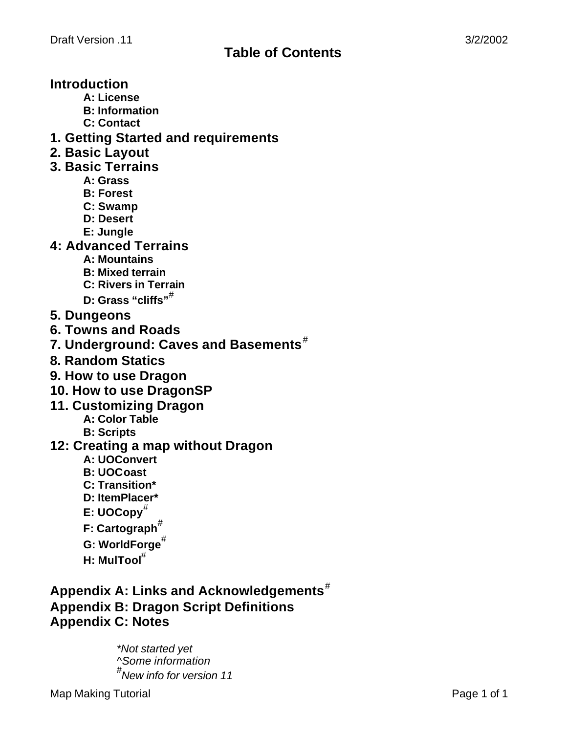Draft Version .11 3/2/2002

# Table of Contents

## Introduction

- **A: License**
- **B: Information**
- **C: Contact**

## 1. Getting Started and requirements

## 2. Basic Layout

## 3. Basic Terrains

- **A: Grass**
- **B: Forest**
- **C: Swamp**
- **D: Desert**
- **E: Jungle**

## 4: Advanced Terrains

- **A: Mountains**
- **B: Mixed terrain**
- **C: Rivers in Terrain**
- **D: Grass "cliffs"**#

## 5. Dungeons

## 6. Towns and Roads

## 7. Underground: Caves and Basements#

## 8. Random Statics

## 9. How to use Dragon

## 10. How to use DragonSP

## 11. Customizing Dragon

- **A: Color Table**
- **B: Scripts**

## 12: Creating a map without Dragon

- **A: UOConvert**
- **B: UOCoast**
- **C: Transition***
- **D: ItemPlacer***
- **E: UOCopy**#
- **F: Cartograph**#
- **G: WorldForge**#
- **H: MulTool**#

## Appendix A: Links and Acknowledgements#

## Appendix B: Dragon Script Definitions

## Appendix C: Notes

*\*Not started yet*
*^Some information*
*#New info for version 11*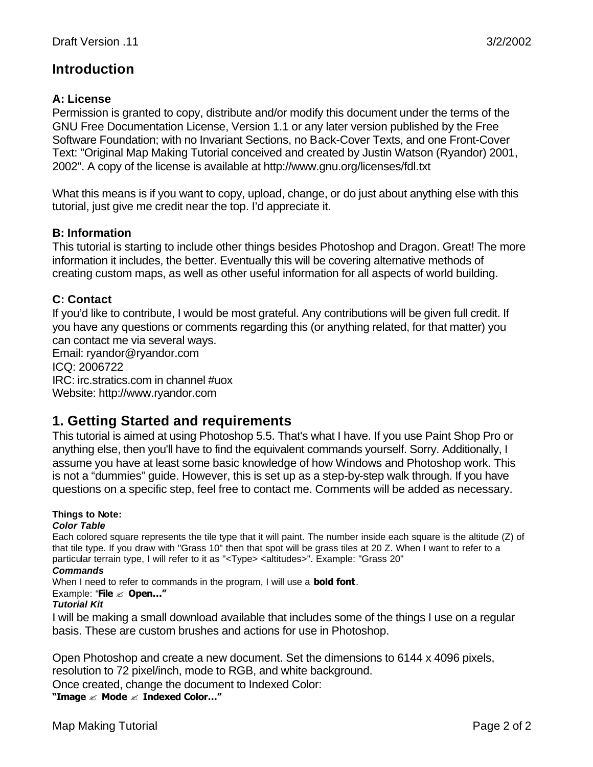# Introduction

### A: License

Permission is granted to copy, distribute and/or modify this document under the terms of the GNU Free Documentation License, Version 1.1 or any later version published by the Free Software Foundation; with no Invariant Sections, no Back-Cover Texts, and one Front-Cover Text: "Original Map Making Tutorial conceived and created by Justin Watson (Ryandor) 2001, 2002". A copy of the license is available at http://www.gnu.org/licenses/fdl.txt

What this means is if you want to copy, upload, change, or do just about anything else with this tutorial, just give me credit near the top. I'd appreciate it.

### B: Information

This tutorial is starting to include other things besides Photoshop and Dragon. Great! The more information it includes, the better. Eventually this will be covering alternative methods of creating custom maps, as well as other useful information for all aspects of world building.

### C: Contact

If you'd like to contribute, I would be most grateful. Any contributions will be given full credit. If you have any questions or comments regarding this (or anything related, for that matter) you can contact me via several ways.
Email: ryandor@ryandor.com
ICQ: 2006722
IRC: irc.stratics.com in channel #uox
Website: http://www.ryandor.com

# 1. Getting Started and requirements

This tutorial is aimed at using Photoshop 5.5. That's what I have. If you use Paint Shop Pro or anything else, then you'll have to find the equivalent commands yourself. Sorry. Additionally, I assume you have at least some basic knowledge of how Windows and Photoshop work. This is not a "dummies" guide. However, this is set up as a step-by-step walk through. If you have questions on a specific step, feel free to contact me. Comments will be added as necessary.

**Things to Note:**

***Color Table***

Each colored square represents the tile type that it will paint. The number inside each square is the altitude (Z) of that tile type. If you draw with "Grass 10" then that spot will be grass tiles at 20 Z. When I want to refer to a particular terrain type, I will refer to it as "<Type> <altitudes>". Example: "Grass 20"

***Commands***

When I need to refer to commands in the program, I will use a **bold font**.
Example: "**File ✍ Open…**"

***Tutorial Kit***

I will be making a small download available that includes some of the things I use on a regular basis. These are custom brushes and actions for use in Photoshop.

Open Photoshop and create a new document. Set the dimensions to 6144 x 4096 pixels, resolution to 72 pixel/inch, mode to RGB, and white background.
Once created, change the document to Indexed Color:
**"Image ✍ Mode ✍ Indexed Color…"**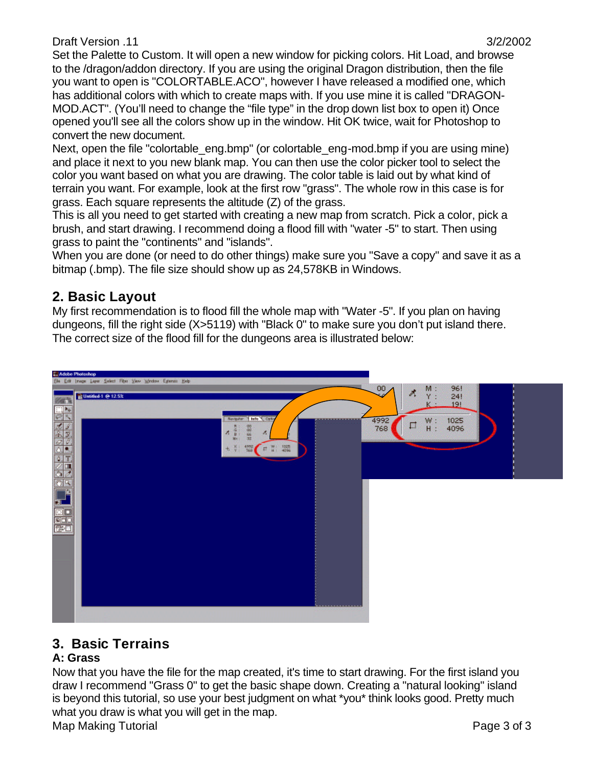Set the Palette to Custom. It will open a new window for picking colors. Hit Load, and browse to the /dragon/addon directory. If you are using the original Dragon distribution, then the file you want to open is "COLORTABLE.ACO", however I have released a modified one, which has additional colors with which to create maps with. If you use mine it is called "DRAGON-MOD.ACT". (You'll need to change the "file type" in the drop down list box to open it) Once opened you'll see all the colors show up in the window. Hit OK twice, wait for Photoshop to convert the new document.

Next, open the file "colortable_eng.bmp" (or colortable_eng-mod.bmp if you are using mine) and place it next to you new blank map. You can then use the color picker tool to select the color you want based on what you are drawing. The color table is laid out by what kind of terrain you want. For example, look at the first row "grass". The whole row in this case is for grass. Each square represents the altitude (Z) of the grass.

This is all you need to get started with creating a new map from scratch. Pick a color, pick a brush, and start drawing. I recommend doing a flood fill with "water -5" to start. Then using grass to paint the "continents" and "islands".

When you are done (or need to do other things) make sure you "Save a copy" and save it as a bitmap (.bmp). The file size should show up as 24,578KB in Windows.

## 2. Basic Layout

My first recommendation is to flood fill the whole map with "Water -5". If you plan on having dungeons, fill the right side (X>5119) with "Black 0" to make sure you don't put island there. The correct size of the flood fill for the dungeons area is illustrated below:

## 3. Basic Terrains

### A: Grass

Now that you have the file for the map created, it's time to start drawing. For the first island you draw I recommend "Grass 0" to get the basic shape down. Creating a "natural looking" island is beyond this tutorial, so use your best judgment on what *you* think looks good. Pretty much what you draw is what you will get in the map.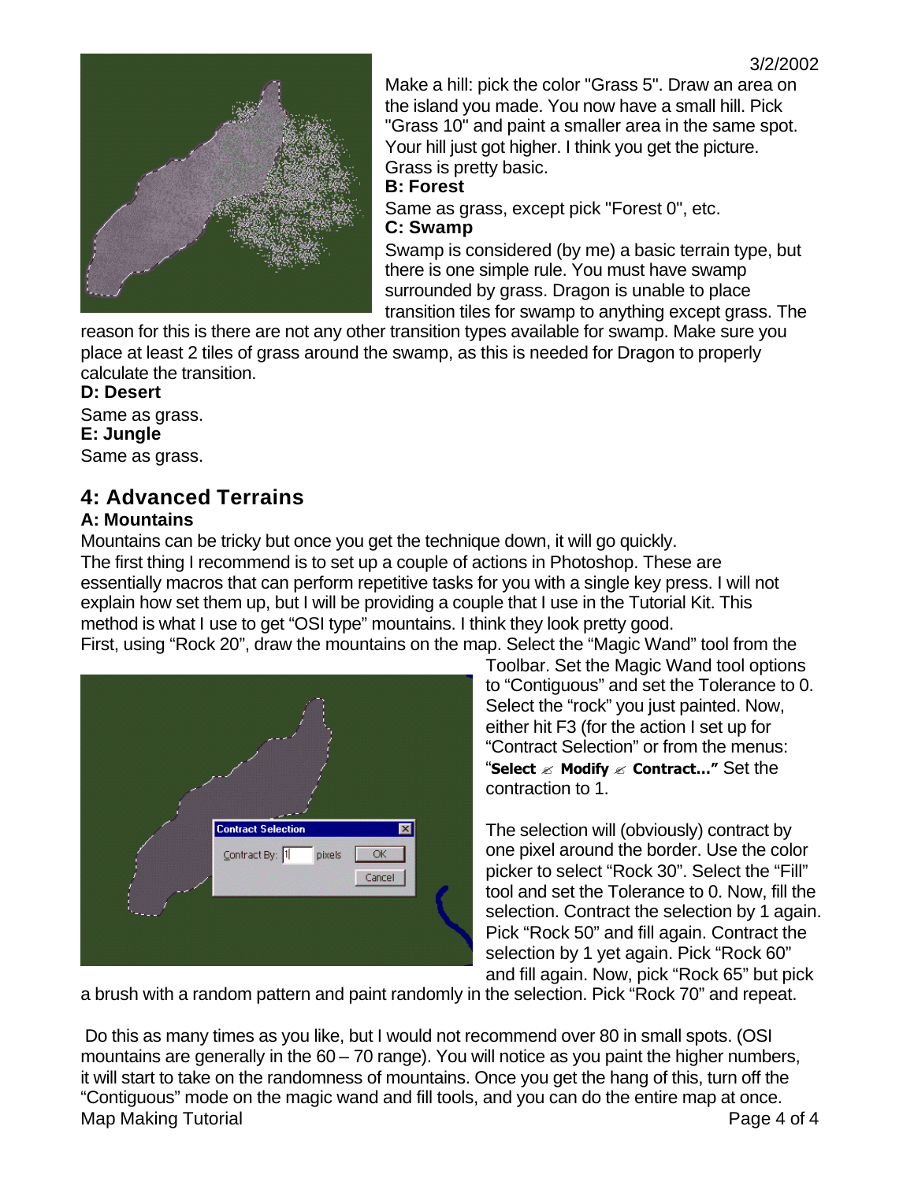Make a hill: pick the color "Grass 5". Draw an area on the island you made. You now have a small hill. Pick "Grass 10" and paint a smaller area in the same spot. Your hill just got higher. I think you get the picture. Grass is pretty basic.

**B: Forest**

Same as grass, except pick "Forest 0", etc.

**C: Swamp**

Swamp is considered (by me) a basic terrain type, but there is one simple rule. You must have swamp surrounded by grass. Dragon is unable to place transition tiles for swamp to anything except grass. The reason for this is there are not any other transition types available for swamp. Make sure you place at least 2 tiles of grass around the swamp, as this is needed for Dragon to properly calculate the transition.

**D: Desert**

Same as grass.

**E: Jungle**

Same as grass.

## 4: Advanced Terrains

**A: Mountains**

Mountains can be tricky but once you get the technique down, it will go quickly.
The first thing I recommend is to set up a couple of actions in Photoshop. These are essentially macros that can perform repetitive tasks for you with a single key press. I will not explain how set them up, but I will be providing a couple that I use in the Tutorial Kit. This method is what I use to get "OSI type" mountains. I think they look pretty good.
First, using "Rock 20", draw the mountains on the map. Select the "Magic Wand" tool from the Toolbar. Set the Magic Wand tool options to "Contiguous" and set the Tolerance to 0. Select the "rock" you just painted. Now, either hit F3 (for the action I set up for "Contract Selection" or from the menus: "**Select ✍ Modify ✍ Contract...**" Set the contraction to 1.

The selection will (obviously) contract by one pixel around the border. Use the color picker to select "Rock 30". Select the "Fill" tool and set the Tolerance to 0. Now, fill the selection. Contract the selection by 1 again. Pick "Rock 50" and fill again. Contract the selection by 1 yet again. Pick "Rock 60" and fill again. Now, pick "Rock 65" but pick a brush with a random pattern and paint randomly in the selection. Pick "Rock 70" and repeat.

Do this as many times as you like, but I would not recommend over 80 in small spots. (OSI mountains are generally in the 60 – 70 range). You will notice as you paint the higher numbers, it will start to take on the randomness of mountains. Once you get the hang of this, turn off the "Contiguous" mode on the magic wand and fill tools, and you can do the entire map at once.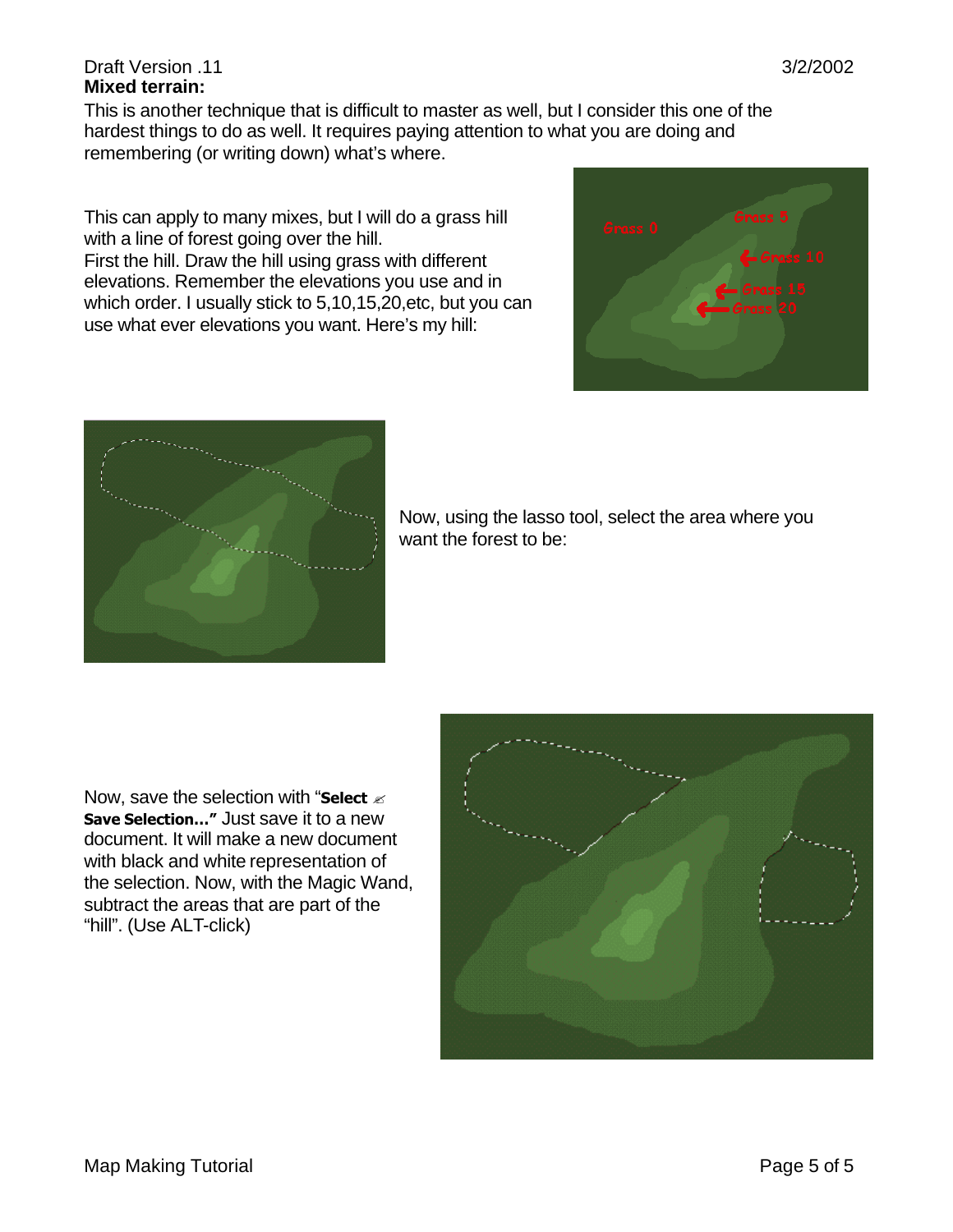**Mixed terrain:**

This is another technique that is difficult to master as well, but I consider this one of the hardest things to do as well. It requires paying attention to what you are doing and remembering (or writing down) what's where.

This can apply to many mixes, but I will do a grass hill with a line of forest going over the hill.
First the hill. Draw the hill using grass with different elevations. Remember the elevations you use and in which order. I usually stick to 5,10,15,20,etc, but you can use what ever elevations you want. Here's my hill:

Now, using the lasso tool, select the area where you want the forest to be:

Now, save the selection with "**Select → Save Selection…"** Just save it to a new document. It will make a new document with black and white representation of the selection. Now, with the Magic Wand, subtract the areas that are part of the "hill". (Use ALT-click)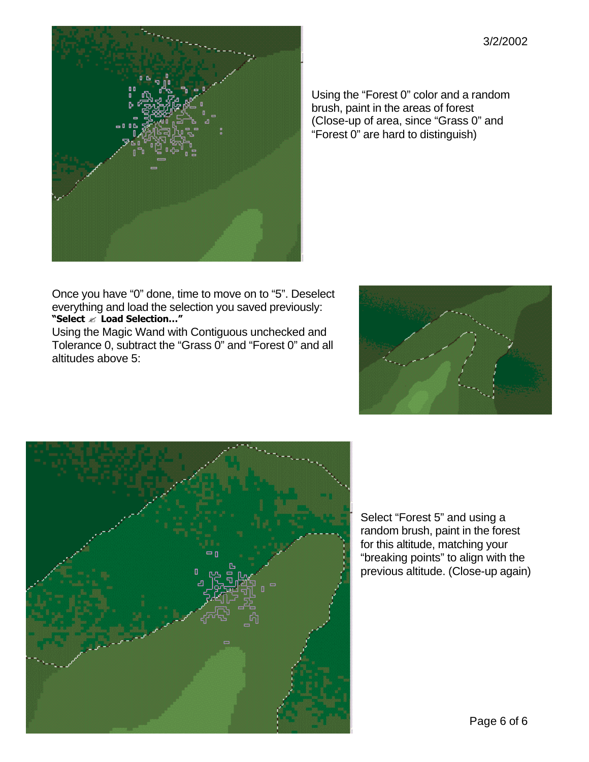Using the “Forest 0” color and a random brush, paint in the areas of forest (Close-up of area, since “Grass 0” and “Forest 0” are hard to distinguish)

Once you have “0” done, time to move on to “5”. Deselect everything and load the selection you saved previously: **“Select ✍ Load Selection…”**

Using the Magic Wand with Contiguous unchecked and Tolerance 0, subtract the “Grass 0” and “Forest 0” and all altitudes above 5:

Select “Forest 5” and using a random brush, paint in the forest for this altitude, matching your “breaking points” to align with the previous altitude. (Close-up again)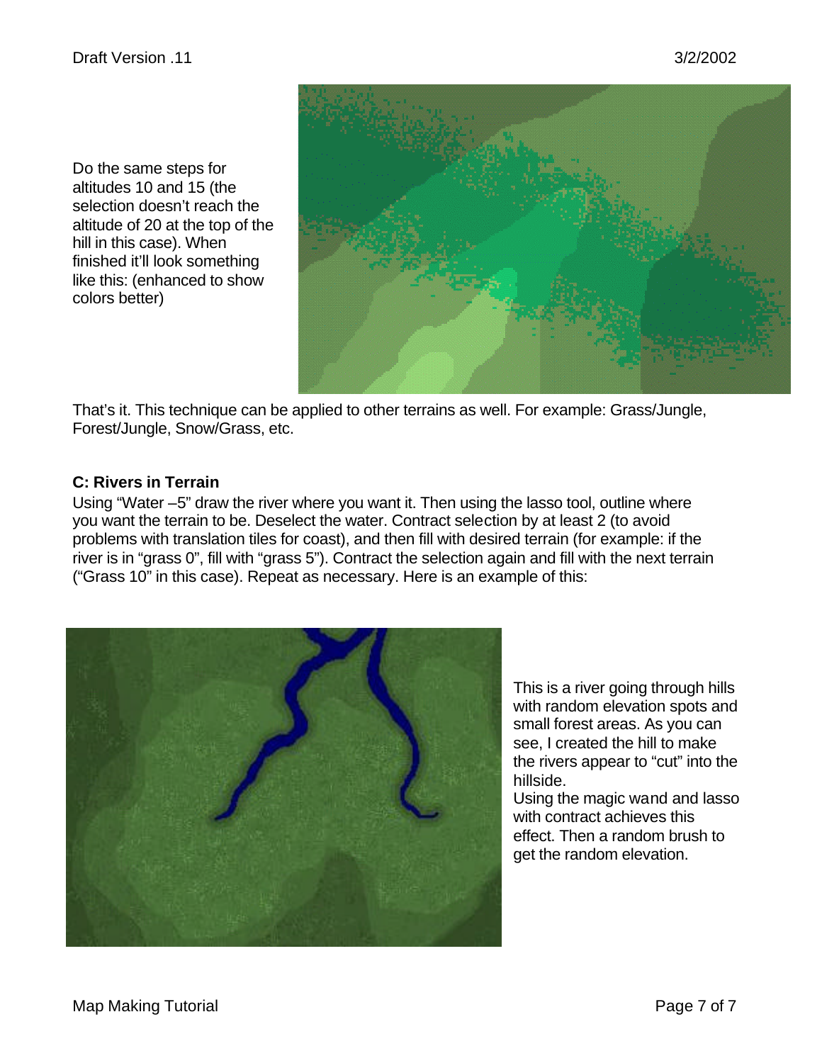Do the same steps for altitudes 10 and 15 (the selection doesn't reach the altitude of 20 at the top of the hill in this case). When finished it'll look something like this: (enhanced to show colors better)

That's it. This technique can be applied to other terrains as well. For example: Grass/Jungle, Forest/Jungle, Snow/Grass, etc.

**C: Rivers in Terrain**

Using "Water –5" draw the river where you want it. Then using the lasso tool, outline where you want the terrain to be. Deselect the water. Contract selection by at least 2 (to avoid problems with translation tiles for coast), and then fill with desired terrain (for example: if the river is in "grass 0", fill with "grass 5"). Contract the selection again and fill with the next terrain ("Grass 10" in this case). Repeat as necessary. Here is an example of this:

This is a river going through hills with random elevation spots and small forest areas. As you can see, I created the hill to make the rivers appear to "cut" into the hillside.
Using the magic wand and lasso with contract achieves this effect. Then a random brush to get the random elevation.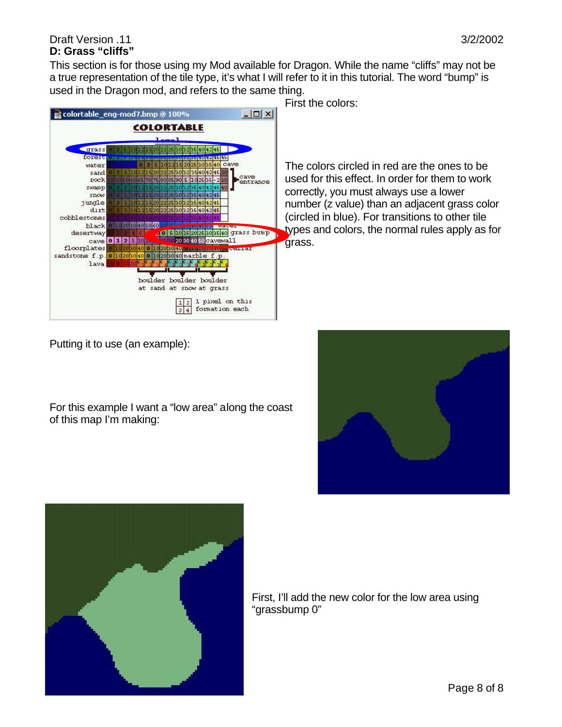## D: Grass "cliffs"

This section is for those using my Mod available for Dragon. While the name "cliffs" may not be a true representation of the tile type, it's what I will refer to it in this tutorial. The word "bump" is used in the Dragon mod, and refers to the same thing.

First the colors:

The colors circled in red are the ones to be used for this effect. In order for them to work correctly, you must always use a lower number (z value) than an adjacent grass color (circled in blue). For transitions to other tile types and colors, the normal rules apply as for grass.

Putting it to use (an example):

For this example I want a "low area" along the coast of this map I'm making:

First, I'll add the new color for the low area using "grassbump 0"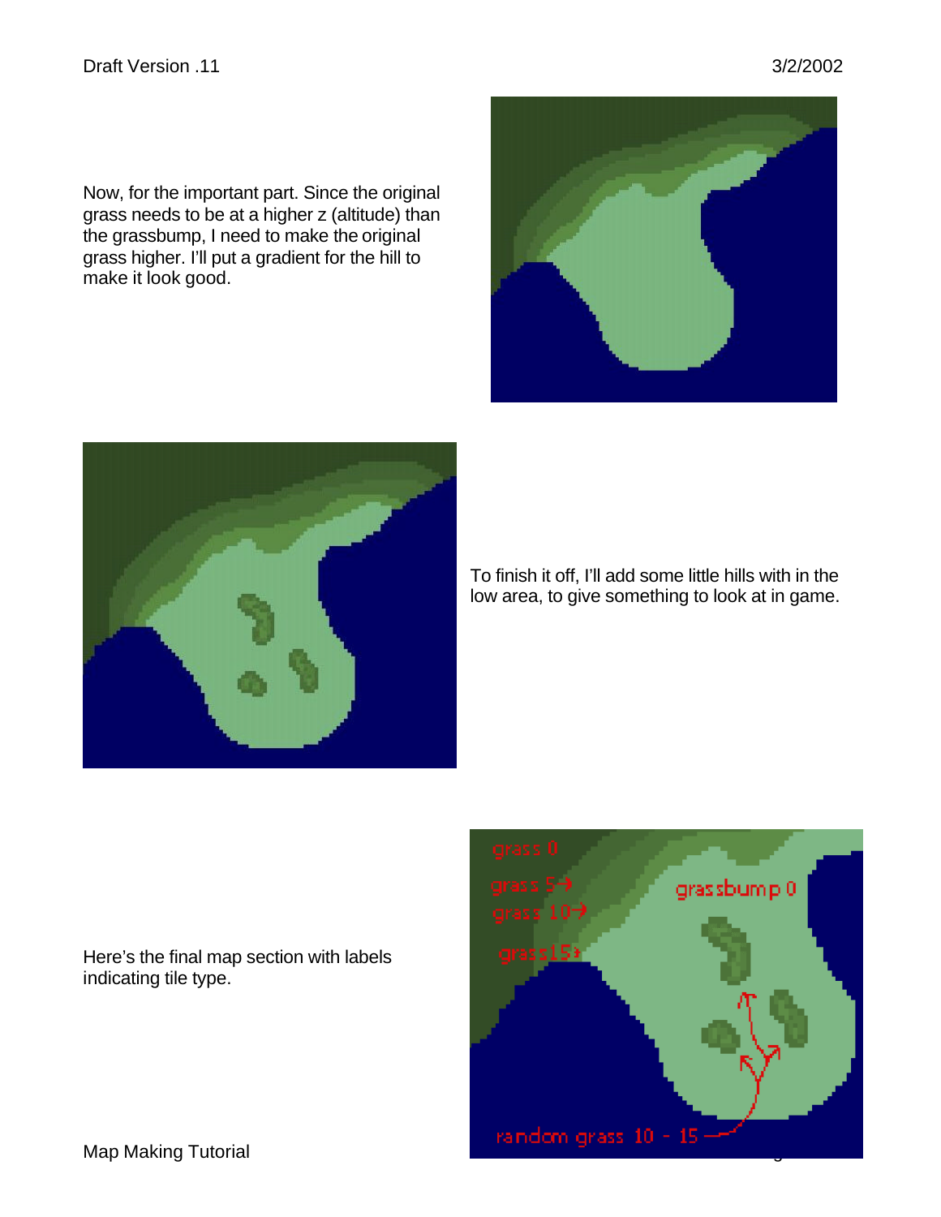Now, for the important part. Since the original grass needs to be at a higher z (altitude) than the grassbump, I need to make the original grass higher. I'll put a gradient for the hill to make it look good.

To finish it off, I'll add some little hills with in the low area, to give something to look at in game.

Here's the final map section with labels indicating tile type.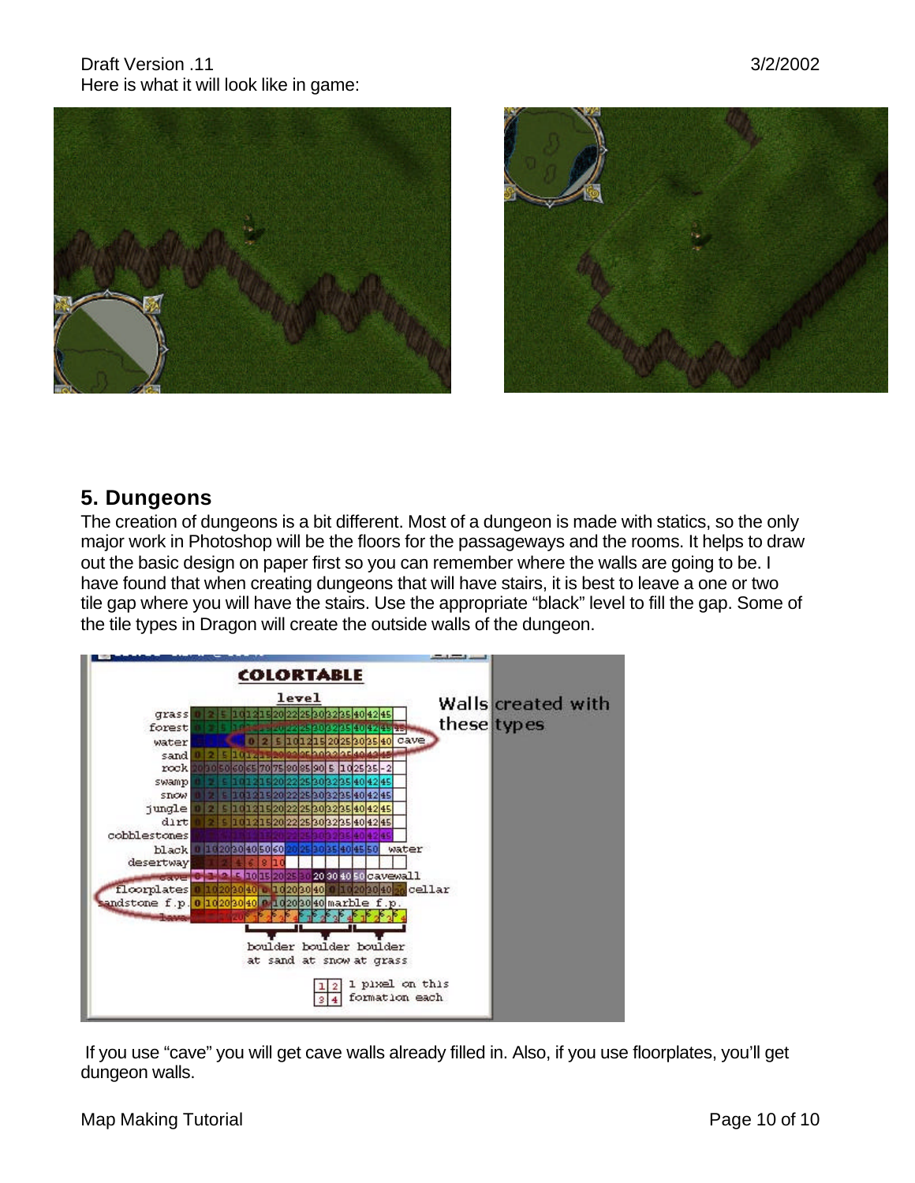Here is what it will look like in game:

## 5. Dungeons

The creation of dungeons is a bit different. Most of a dungeon is made with statics, so the only major work in Photoshop will be the floors for the passageways and the rooms. It helps to draw out the basic design on paper first so you can remember where the walls are going to be. I have found that when creating dungeons that will have stairs, it is best to leave a one or two tile gap where you will have the stairs. Use the appropriate "black" level to fill the gap. Some of the tile types in Dragon will create the outside walls of the dungeon.

If you use "cave" you will get cave walls already filled in. Also, if you use floorplates, you'll get dungeon walls.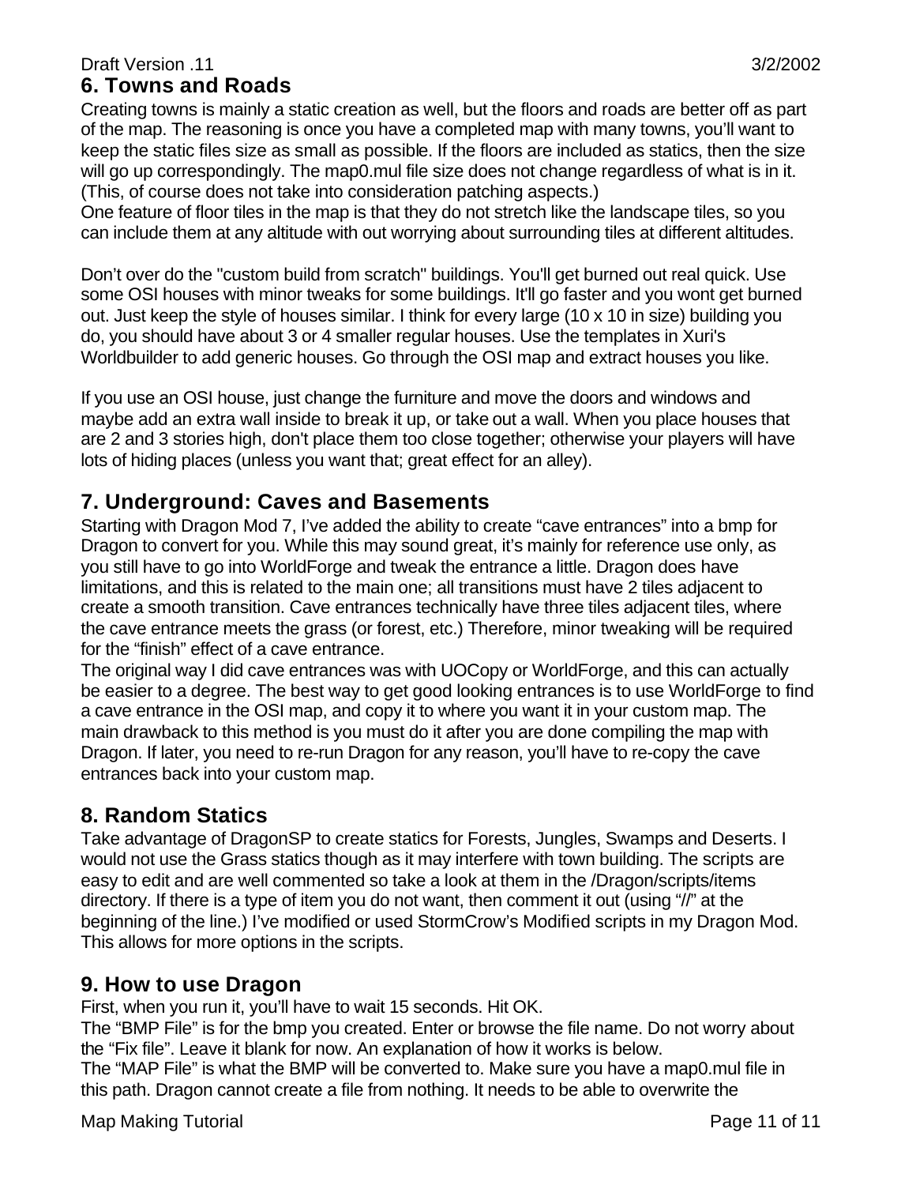## 6. Towns and Roads

Creating towns is mainly a static creation as well, but the floors and roads are better off as part of the map. The reasoning is once you have a completed map with many towns, you'll want to keep the static files size as small as possible. If the floors are included as statics, then the size will go up correspondingly. The map0.mul file size does not change regardless of what is in it. (This, of course does not take into consideration patching aspects.)

One feature of floor tiles in the map is that they do not stretch like the landscape tiles, so you can include them at any altitude with out worrying about surrounding tiles at different altitudes.

Don't over do the "custom build from scratch" buildings. You'll get burned out real quick. Use some OSI houses with minor tweaks for some buildings. It'll go faster and you wont get burned out. Just keep the style of houses similar. I think for every large (10 x 10 in size) building you do, you should have about 3 or 4 smaller regular houses. Use the templates in Xuri's Worldbuilder to add generic houses. Go through the OSI map and extract houses you like.

If you use an OSI house, just change the furniture and move the doors and windows and maybe add an extra wall inside to break it up, or take out a wall. When you place houses that are 2 and 3 stories high, don't place them too close together; otherwise your players will have lots of hiding places (unless you want that; great effect for an alley).

## 7. Underground: Caves and Basements

Starting with Dragon Mod 7, I've added the ability to create "cave entrances" into a bmp for Dragon to convert for you. While this may sound great, it's mainly for reference use only, as you still have to go into WorldForge and tweak the entrance a little. Dragon does have limitations, and this is related to the main one; all transitions must have 2 tiles adjacent to create a smooth transition. Cave entrances technically have three tiles adjacent tiles, where the cave entrance meets the grass (or forest, etc.) Therefore, minor tweaking will be required for the "finish" effect of a cave entrance.

The original way I did cave entrances was with UOCopy or WorldForge, and this can actually be easier to a degree. The best way to get good looking entrances is to use WorldForge to find a cave entrance in the OSI map, and copy it to where you want it in your custom map. The main drawback to this method is you must do it after you are done compiling the map with Dragon. If later, you need to re-run Dragon for any reason, you'll have to re-copy the cave entrances back into your custom map.

## 8. Random Statics

Take advantage of DragonSP to create statics for Forests, Jungles, Swamps and Deserts. I would not use the Grass statics though as it may interfere with town building. The scripts are easy to edit and are well commented so take a look at them in the /Dragon/scripts/items directory. If there is a type of item you do not want, then comment it out (using "//" at the beginning of the line.) I've modified or used StormCrow's Modified scripts in my Dragon Mod. This allows for more options in the scripts.

## 9. How to use Dragon

First, when you run it, you'll have to wait 15 seconds. Hit OK.

The "BMP File" is for the bmp you created. Enter or browse the file name. Do not worry about the "Fix file". Leave it blank for now. An explanation of how it works is below.

The "MAP File" is what the BMP will be converted to. Make sure you have a map0.mul file in this path. Dragon cannot create a file from nothing. It needs to be able to overwrite the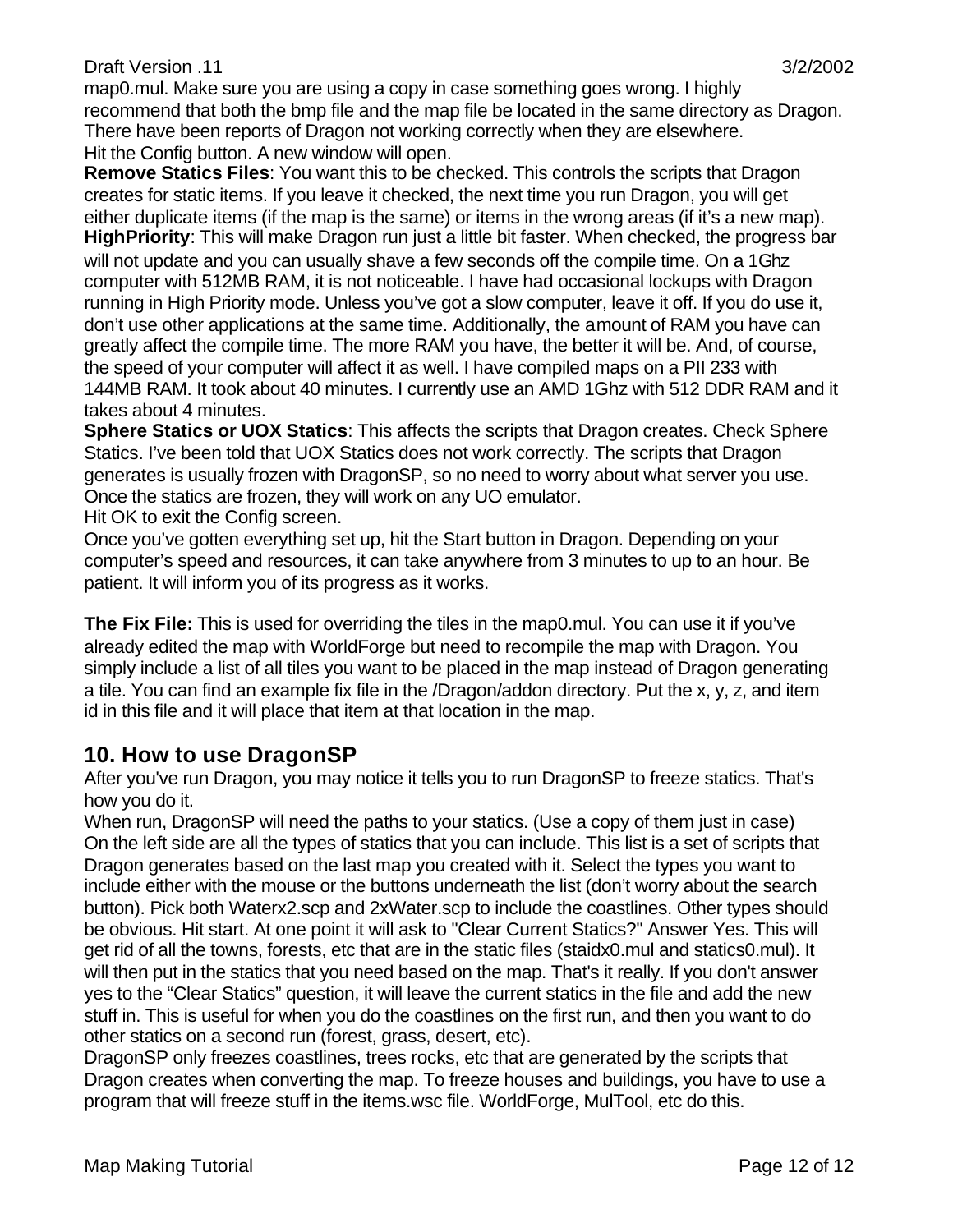map0.mul. Make sure you are using a copy in case something goes wrong. I highly recommend that both the bmp file and the map file be located in the same directory as Dragon. There have been reports of Dragon not working correctly when they are elsewhere.
Hit the Config button. A new window will open.

**Remove Statics Files**: You want this to be checked. This controls the scripts that Dragon creates for static items. If you leave it checked, the next time you run Dragon, you will get either duplicate items (if the map is the same) or items in the wrong areas (if it's a new map).

**HighPriority**: This will make Dragon run just a little bit faster. When checked, the progress bar will not update and you can usually shave a few seconds off the compile time. On a 1Ghz computer with 512MB RAM, it is not noticeable. I have had occasional lockups with Dragon running in High Priority mode. Unless you've got a slow computer, leave it off. If you do use it, don't use other applications at the same time. Additionally, the amount of RAM you have can greatly affect the compile time. The more RAM you have, the better it will be. And, of course, the speed of your computer will affect it as well. I have compiled maps on a PII 233 with 144MB RAM. It took about 40 minutes. I currently use an AMD 1Ghz with 512 DDR RAM and it takes about 4 minutes.

**Sphere Statics or UOX Statics**: This affects the scripts that Dragon creates. Check Sphere Statics. I've been told that UOX Statics does not work correctly. The scripts that Dragon generates is usually frozen with DragonSP, so no need to worry about what server you use. Once the statics are frozen, they will work on any UO emulator.

Hit OK to exit the Config screen.

Once you've gotten everything set up, hit the Start button in Dragon. Depending on your computer's speed and resources, it can take anywhere from 3 minutes to up to an hour. Be patient. It will inform you of its progress as it works.

**The Fix File:** This is used for overriding the tiles in the map0.mul. You can use it if you've already edited the map with WorldForge but need to recompile the map with Dragon. You simply include a list of all tiles you want to be placed in the map instead of Dragon generating a tile. You can find an example fix file in the /Dragon/addon directory. Put the x, y, z, and item id in this file and it will place that item at that location in the map.

## 10. How to use DragonSP

After you've run Dragon, you may notice it tells you to run DragonSP to freeze statics. That's how you do it.

When run, DragonSP will need the paths to your statics. (Use a copy of them just in case) On the left side are all the types of statics that you can include. This list is a set of scripts that Dragon generates based on the last map you created with it. Select the types you want to include either with the mouse or the buttons underneath the list (don't worry about the search button). Pick both Waterx2.scp and 2xWater.scp to include the coastlines. Other types should be obvious. Hit start. At one point it will ask to "Clear Current Statics?" Answer Yes. This will get rid of all the towns, forests, etc that are in the static files (staidx0.mul and statics0.mul). It will then put in the statics that you need based on the map. That's it really. If you don't answer yes to the "Clear Statics" question, it will leave the current statics in the file and add the new stuff in. This is useful for when you do the coastlines on the first run, and then you want to do other statics on a second run (forest, grass, desert, etc).

DragonSP only freezes coastlines, trees rocks, etc that are generated by the scripts that Dragon creates when converting the map. To freeze houses and buildings, you have to use a program that will freeze stuff in the items.wsc file. WorldForge, MulTool, etc do this.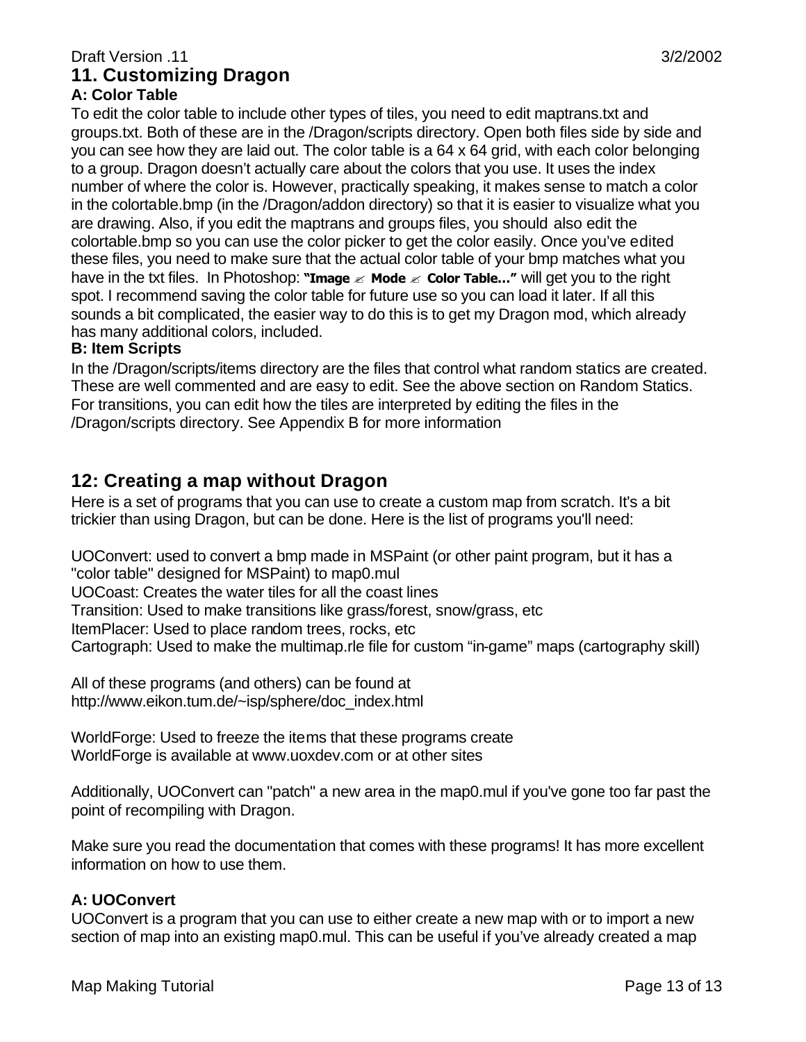## 11. Customizing Dragon

### A: Color Table

To edit the color table to include other types of tiles, you need to edit maptrans.txt and groups.txt. Both of these are in the /Dragon/scripts directory. Open both files side by side and you can see how they are laid out. The color table is a 64 x 64 grid, with each color belonging to a group. Dragon doesn't actually care about the colors that you use. It uses the index number of where the color is. However, practically speaking, it makes sense to match a color in the colortable.bmp (in the /Dragon/addon directory) so that it is easier to visualize what you are drawing. Also, if you edit the maptrans and groups files, you should also edit the colortable.bmp so you can use the color picker to get the color easily. Once you've edited these files, you need to make sure that the actual color table of your bmp matches what you have in the txt files. In Photoshop: **"Image ✍ Mode ✍ Color Table…"** will get you to the right spot. I recommend saving the color table for future use so you can load it later. If all this sounds a bit complicated, the easier way to do this is to get my Dragon mod, which already has many additional colors, included.

### B: Item Scripts

In the /Dragon/scripts/items directory are the files that control what random statics are created. These are well commented and are easy to edit. See the above section on Random Statics. For transitions, you can edit how the tiles are interpreted by editing the files in the /Dragon/scripts directory. See Appendix B for more information

## 12: Creating a map without Dragon

Here is a set of programs that you can use to create a custom map from scratch. It's a bit trickier than using Dragon, but can be done. Here is the list of programs you'll need:

UOConvert: used to convert a bmp made in MSPaint (or other paint program, but it has a "color table" designed for MSPaint) to map0.mul
UOCoast: Creates the water tiles for all the coast lines
Transition: Used to make transitions like grass/forest, snow/grass, etc
ItemPlacer: Used to place random trees, rocks, etc
Cartograph: Used to make the multimap.rle file for custom "in-game" maps (cartography skill)

All of these programs (and others) can be found at
http://www.eikon.tum.de/~isp/sphere/doc_index.html

WorldForge: Used to freeze the items that these programs create
WorldForge is available at www.uoxdev.com or at other sites

Additionally, UOConvert can "patch" a new area in the map0.mul if you've gone too far past the point of recompiling with Dragon.

Make sure you read the documentation that comes with these programs! It has more excellent information on how to use them.

### A: UOConvert

UOConvert is a program that you can use to either create a new map with or to import a new section of map into an existing map0.mul. This can be useful if you've already created a map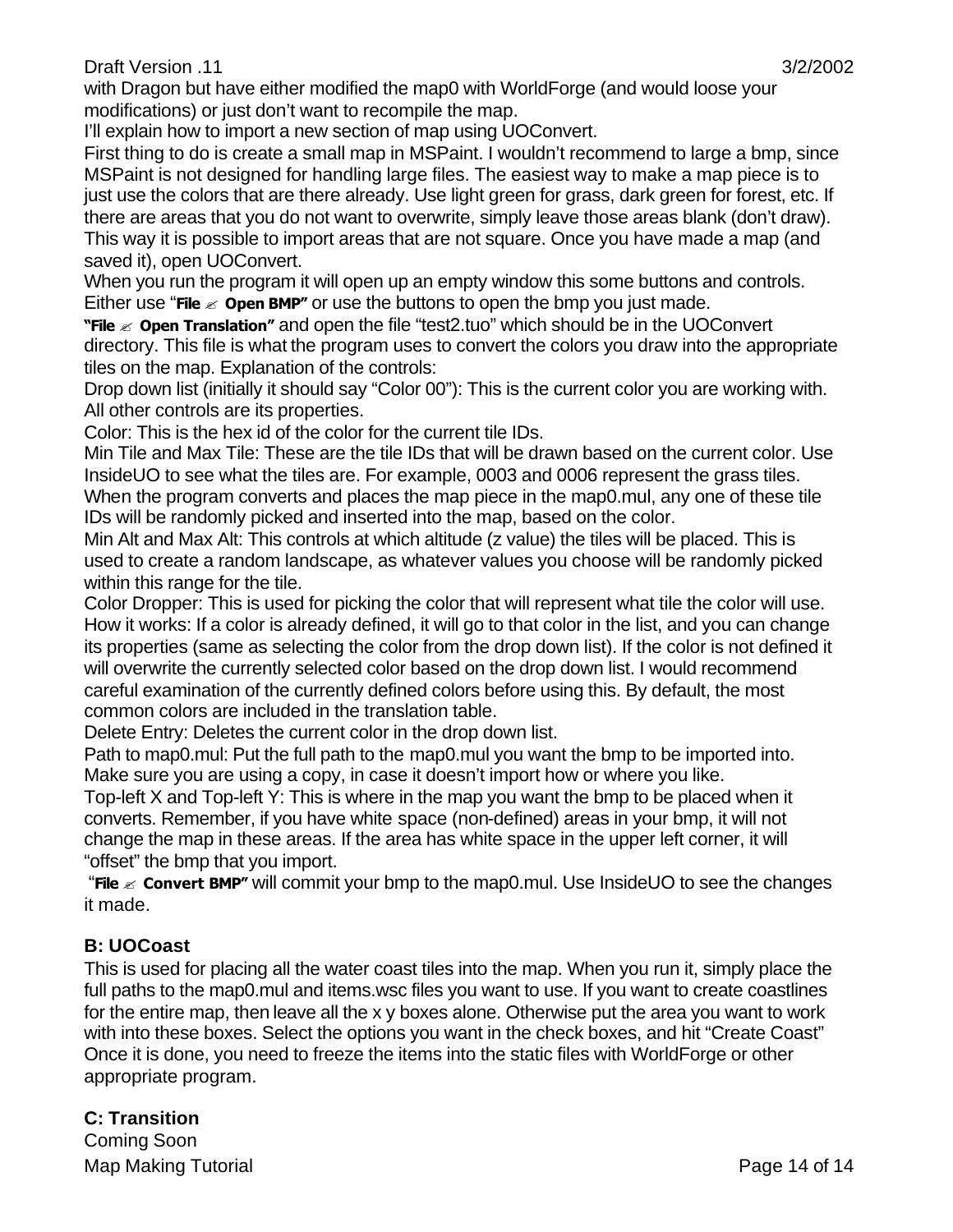with Dragon but have either modified the map0 with WorldForge (and would loose your modifications) or just don't want to recompile the map.

I'll explain how to import a new section of map using UOConvert.

First thing to do is create a small map in MSPaint. I wouldn't recommend to large a bmp, since MSPaint is not designed for handling large files. The easiest way to make a map piece is to just use the colors that are there already. Use light green for grass, dark green for forest, etc. If there are areas that you do not want to overwrite, simply leave those areas blank (don't draw). This way it is possible to import areas that are not square. Once you have made a map (and saved it), open UOConvert.

When you run the program it will open up an empty window this some buttons and controls. Either use "**File ✍ Open BMP**" or use the buttons to open the bmp you just made.

**"File ✍ Open Translation"** and open the file "test2.tuo" which should be in the UOConvert directory. This file is what the program uses to convert the colors you draw into the appropriate tiles on the map. Explanation of the controls:

Drop down list (initially it should say "Color 00"): This is the current color you are working with. All other controls are its properties.

Color: This is the hex id of the color for the current tile IDs.

Min Tile and Max Tile: These are the tile IDs that will be drawn based on the current color. Use InsideUO to see what the tiles are. For example, 0003 and 0006 represent the grass tiles. When the program converts and places the map piece in the map0.mul, any one of these tile IDs will be randomly picked and inserted into the map, based on the color.

Min Alt and Max Alt: This controls at which altitude (z value) the tiles will be placed. This is used to create a random landscape, as whatever values you choose will be randomly picked within this range for the tile.

Color Dropper: This is used for picking the color that will represent what tile the color will use. How it works: If a color is already defined, it will go to that color in the list, and you can change its properties (same as selecting the color from the drop down list). If the color is not defined it will overwrite the currently selected color based on the drop down list. I would recommend careful examination of the currently defined colors before using this. By default, the most common colors are included in the translation table.

Delete Entry: Deletes the current color in the drop down list.

Path to map0.mul: Put the full path to the map0.mul you want the bmp to be imported into. Make sure you are using a copy, in case it doesn't import how or where you like.

Top-left X and Top-left Y: This is where in the map you want the bmp to be placed when it converts. Remember, if you have white space (non-defined) areas in your bmp, it will not change the map in these areas. If the area has white space in the upper left corner, it will "offset" the bmp that you import.

"**File ✍ Convert BMP**" will commit your bmp to the map0.mul. Use InsideUO to see the changes it made.

### B: UOCoast

This is used for placing all the water coast tiles into the map. When you run it, simply place the full paths to the map0.mul and items.wsc files you want to use. If you want to create coastlines for the entire map, then leave all the x y boxes alone. Otherwise put the area you want to work with into these boxes. Select the options you want in the check boxes, and hit "Create Coast" Once it is done, you need to freeze the items into the static files with WorldForge or other appropriate program.

### C: Transition

Coming Soon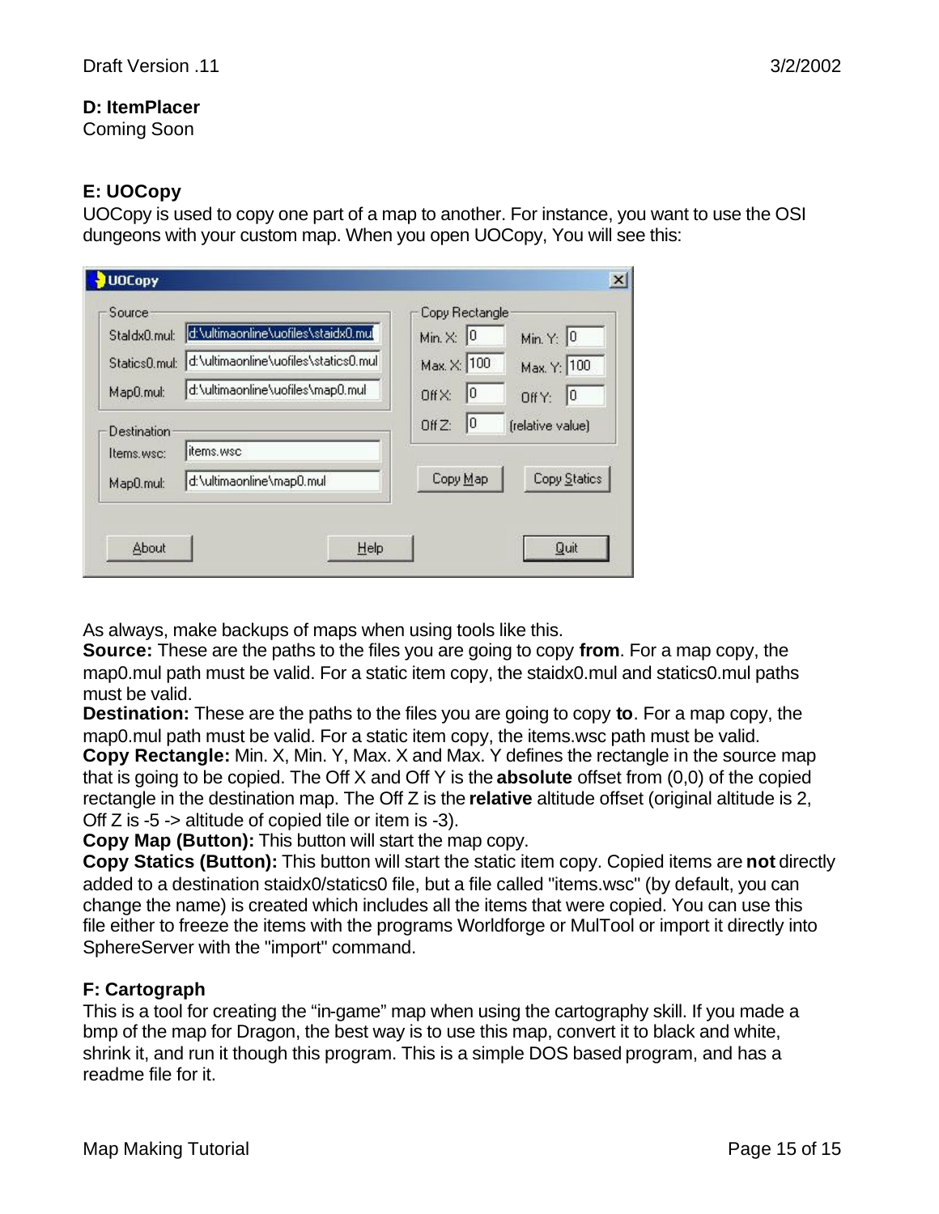### D: ItemPlacer

Coming Soon

### E: UOCopy

UOCopy is used to copy one part of a map to another. For instance, you want to use the OSI dungeons with your custom map. When you open UOCopy, You will see this:

As always, make backups of maps when using tools like this.

**Source:** These are the paths to the files you are going to copy **from**. For a map copy, the map0.mul path must be valid. For a static item copy, the staidx0.mul and statics0.mul paths must be valid.

**Destination:** These are the paths to the files you are going to copy **to**. For a map copy, the map0.mul path must be valid. For a static item copy, the items.wsc path must be valid.

**Copy Rectangle:** Min. X, Min. Y, Max. X and Max. Y defines the rectangle in the source map that is going to be copied. The Off X and Off Y is the **absolute** offset from (0,0) of the copied rectangle in the destination map. The Off Z is the **relative** altitude offset (original altitude is 2, Off Z is -5 -> altitude of copied tile or item is -3).

**Copy Map (Button):** This button will start the map copy.

**Copy Statics (Button):** This button will start the static item copy. Copied items are **not** directly added to a destination staidx0/statics0 file, but a file called "items.wsc" (by default, you can change the name) is created which includes all the items that were copied. You can use this file either to freeze the items with the programs Worldforge or MulTool or import it directly into SphereServer with the "import" command.

### F: Cartograph

This is a tool for creating the "in-game" map when using the cartography skill. If you made a bmp of the map for Dragon, the best way is to use this map, convert it to black and white, shrink it, and run it though this program. This is a simple DOS based program, and has a readme file for it.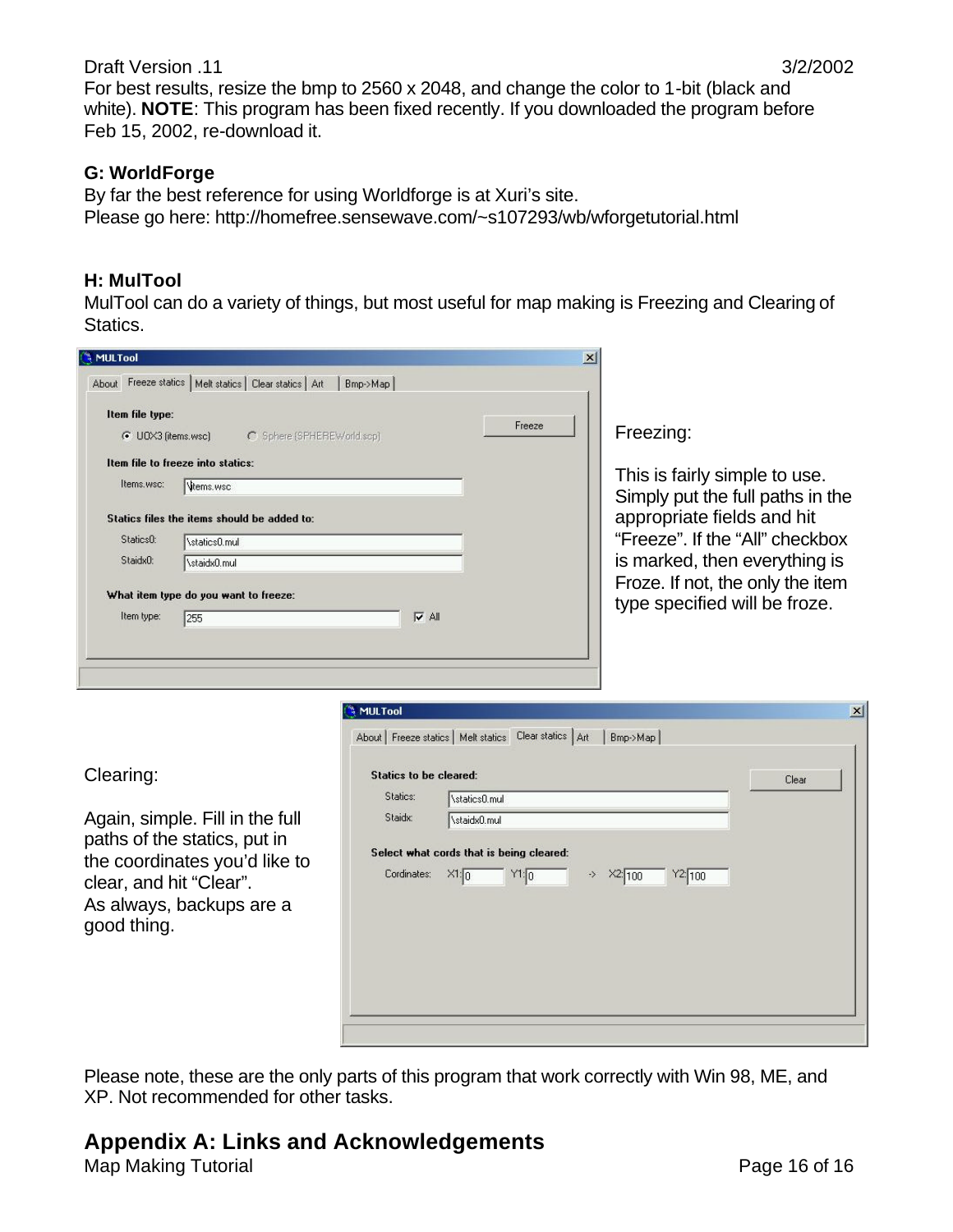For best results, resize the bmp to 2560 x 2048, and change the color to 1-bit (black and white). **NOTE**: This program has been fixed recently. If you downloaded the program before Feb 15, 2002, re-download it.

### G: WorldForge

By far the best reference for using Worldforge is at Xuri's site.
Please go here: http://homefree.sensewave.com/~s107293/wb/wforgetutorial.html

### H: MulTool

MulTool can do a variety of things, but most useful for map making is Freezing and Clearing of Statics.

Freezing:

This is fairly simple to use. Simply put the full paths in the appropriate fields and hit "Freeze". If the "All" checkbox is marked, then everything is Froze. If not, the only the item type specified will be froze.

Clearing:

Again, simple. Fill in the full paths of the statics, put in the coordinates you'd like to clear, and hit "Clear".
As always, backups are a good thing.

Please note, these are the only parts of this program that work correctly with Win 98, ME, and XP. Not recommended for other tasks.

## Appendix A: Links and Acknowledgements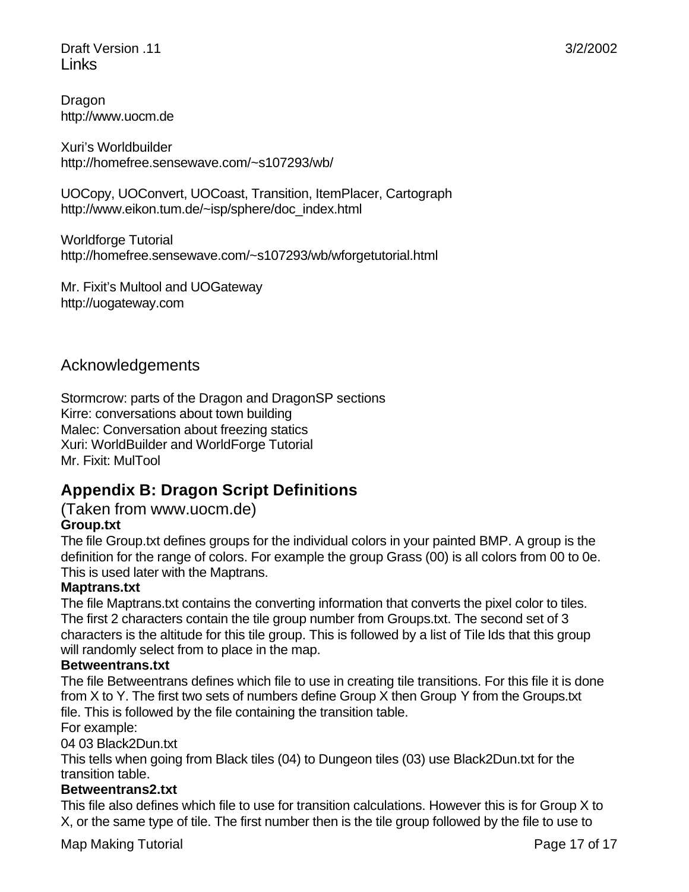# Links

Dragon
http://www.uocm.de

Xuri's Worldbuilder
http://homefree.sensewave.com/~s107293/wb/

UOCopy, UOConvert, UOCoast, Transition, ItemPlacer, Cartograph
http://www.eikon.tum.de/~isp/sphere/doc_index.html

Worldforge Tutorial
http://homefree.sensewave.com/~s107293/wb/wforgetutorial.html

Mr. Fixit's Multool and UOGateway
http://uogateway.com

# Acknowledgements

Stormcrow: parts of the Dragon and DragonSP sections
Kirre: conversations about town building
Malec: Conversation about freezing statics
Xuri: WorldBuilder and WorldForge Tutorial
Mr. Fixit: MulTool

## Appendix B: Dragon Script Definitions

(Taken from www.uocm.de)

**Group.txt**

The file Group.txt defines groups for the individual colors in your painted BMP. A group is the definition for the range of colors. For example the group Grass (00) is all colors from 00 to 0e. This is used later with the Maptrans.

**Maptrans.txt**

The file Maptrans.txt contains the converting information that converts the pixel color to tiles. The first 2 characters contain the tile group number from Groups.txt. The second set of 3 characters is the altitude for this tile group. This is followed by a list of Tile Ids that this group will randomly select from to place in the map.

**Betweentrans.txt**

The file Betweentrans defines which file to use in creating tile transitions. For this file it is done from X to Y. The first two sets of numbers define Group X then Group Y from the Groups.txt file. This is followed by the file containing the transition table.

For example:

04 03 Black2Dun.txt

This tells when going from Black tiles (04) to Dungeon tiles (03) use Black2Dun.txt for the transition table.

**Betweentrans2.txt**

This file also defines which file to use for transition calculations. However this is for Group X to X, or the same type of tile. The first number then is the tile group followed by the file to use to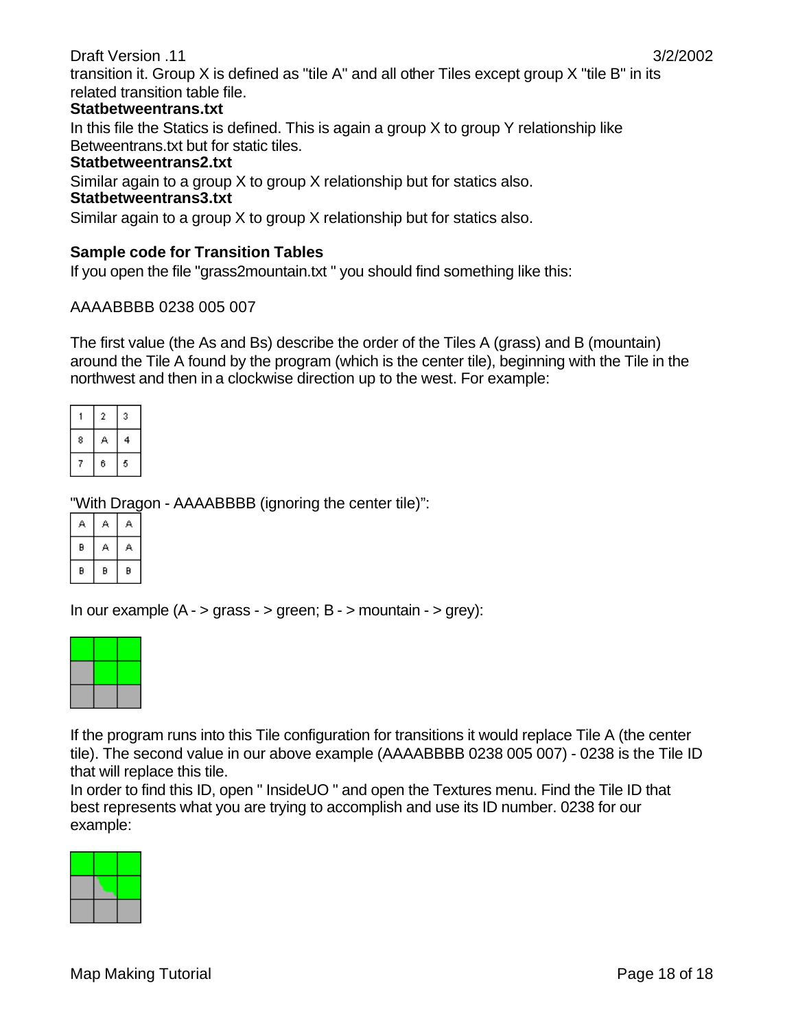transition it. Group X is defined as "tile A" and all other Tiles except group X "tile B" in its related transition table file.

**Statbetweentrans.txt**

In this file the Statics is defined. This is again a group X to group Y relationship like Betweentrans.txt but for static tiles.

**Statbetweentrans2.txt**

Similar again to a group X to group X relationship but for statics also.

**Statbetweentrans3.txt**

Similar again to a group X to group X relationship but for statics also.

**Sample code for Transition Tables**

If you open the file "grass2mountain.txt " you should find something like this:

AAAABBBB 0238 005 007

The first value (the As and Bs) describe the order of the Tiles A (grass) and B (mountain) around the Tile A found by the program (which is the center tile), beginning with the Tile in the northwest and then in a clockwise direction up to the west. For example:

| 1 | 2 | 3 |
|---|---|---|
| 8 | A | 4 |
| 7 | 6 | 5 |

"With Dragon - AAAABBBB (ignoring the center tile)":

| A | A | A |
|---|---|---|
| B | A | A |
| B | B | B |

In our example (A - > grass - > green; B - > mountain - > grey):

If the program runs into this Tile configuration for transitions it would replace Tile A (the center tile). The second value in our above example (AAAABBBB 0238 005 007) - 0238 is the Tile ID that will replace this tile.

In order to find this ID, open " InsideUO " and open the Textures menu. Find the Tile ID that best represents what you are trying to accomplish and use its ID number. 0238 for our example: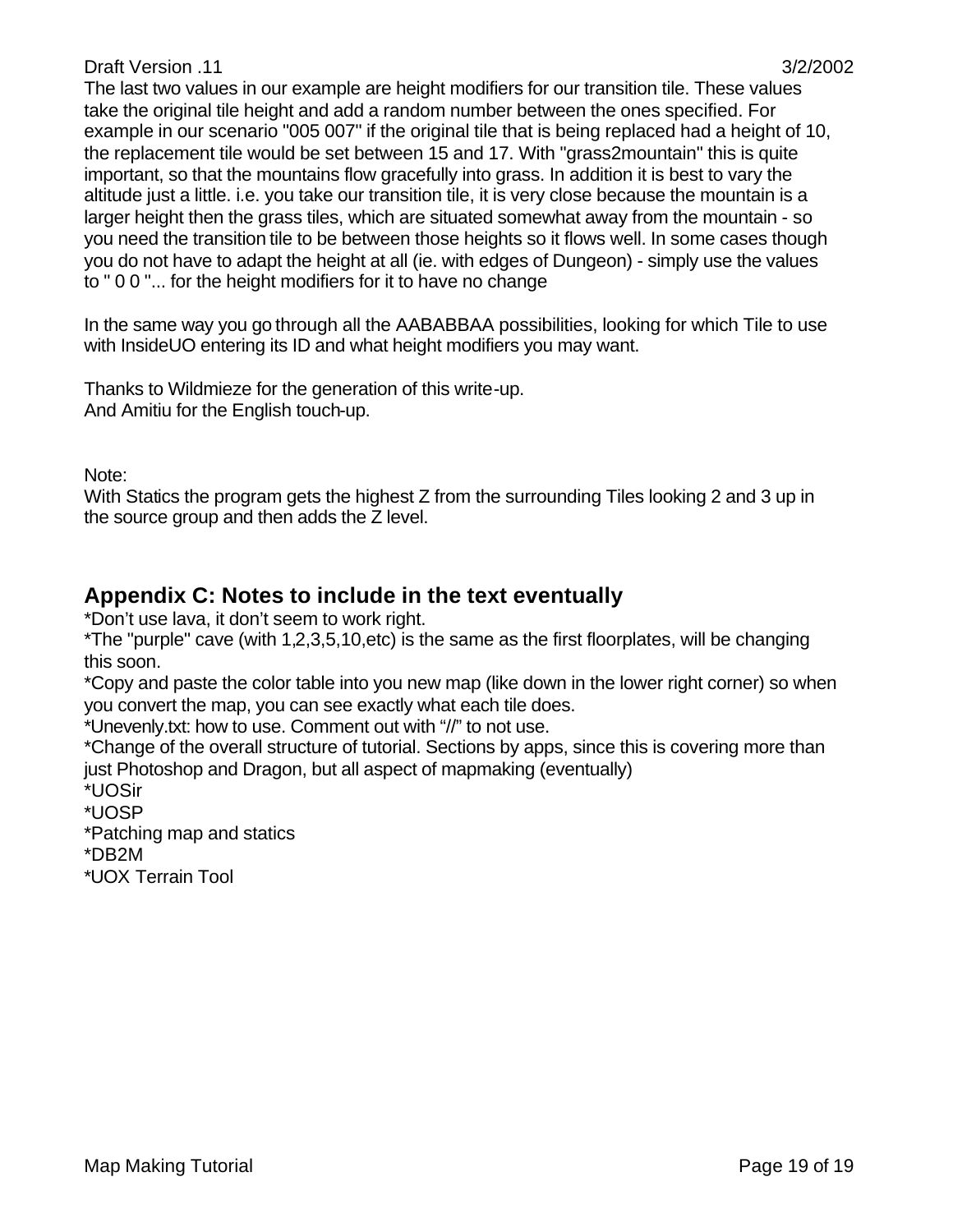The last two values in our example are height modifiers for our transition tile. These values take the original tile height and add a random number between the ones specified. For example in our scenario "005 007" if the original tile that is being replaced had a height of 10, the replacement tile would be set between 15 and 17. With "grass2mountain" this is quite important, so that the mountains flow gracefully into grass. In addition it is best to vary the altitude just a little. i.e. you take our transition tile, it is very close because the mountain is a larger height then the grass tiles, which are situated somewhat away from the mountain - so you need the transition tile to be between those heights so it flows well. In some cases though you do not have to adapt the height at all (ie. with edges of Dungeon) - simply use the values to " 0 0 "... for the height modifiers for it to have no change

In the same way you go through all the AABABBAA possibilities, looking for which Tile to use with InsideUO entering its ID and what height modifiers you may want.

Thanks to Wildmieze for the generation of this write-up.
And Amitiu for the English touch-up.

Note:
With Statics the program gets the highest Z from the surrounding Tiles looking 2 and 3 up in the source group and then adds the Z level.

## Appendix C: Notes to include in the text eventually

*Don’t use lava, it don’t seem to work right.
*The "purple" cave (with 1,2,3,5,10,etc) is the same as the first floorplates, will be changing this soon.
*Copy and paste the color table into you new map (like down in the lower right corner) so when you convert the map, you can see exactly what each tile does.
*Unevenly.txt: how to use. Comment out with “//” to not use.
*Change of the overall structure of tutorial. Sections by apps, since this is covering more than just Photoshop and Dragon, but all aspect of mapmaking (eventually)
*UOSir
*UOSP
*Patching map and statics
*DB2M
*UOX Terrain Tool